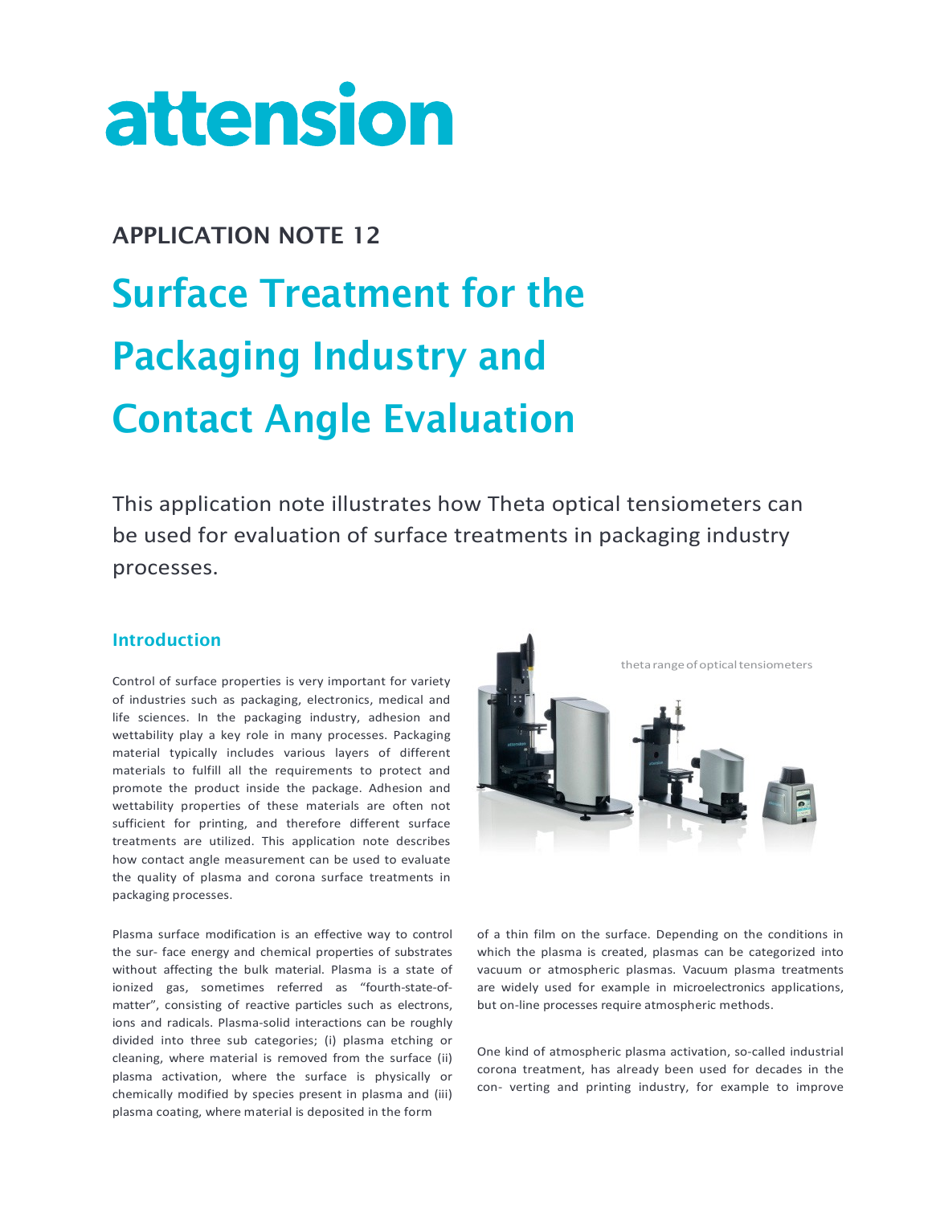# attension

## APPLICATION NOTE 12

# Surface Treatment for the Packaging Industry and Contact Angle Evaluation

This application note illustrates how Theta optical tensiometers can be used for evaluation of surface treatments in packaging industry processes.

### Introduction

theta range of optical tensiometers

Control of surface properties is very important for variety of industries such as packaging, electronics, medical and life sciences. In the packaging industry, adhesion and wettability play a key role in many processes. Packaging material typically includes various layers of different materials to fulfill all the requirements to protect and promote the product inside the package. Adhesion and wettability properties of these materials are often not sufficient for printing, and therefore different surface treatments are utilized. This application note describes how contact angle measurement can be used to evaluate the quality of plasma and corona surface treatments in packaging processes.

Plasma surface modification is an effective way to control the sur- face energy and chemical properties of substrates without affecting the bulk material. Plasma is a state of ionized gas, sometimes referred as "fourth-state-of-matter", consisting of reactive particles such as electrons, ions and radicals. Plasma-solid interactions can be roughly divided into three sub categories; (i) plasma etching or cleaning, where material is removed from the surface (ii) plasma activation, where the surface is physically or chemically modified by species present in plasma and (iii) plasma coating, where material is deposited in the form of a thin film on the surface. Depending on the conditions in which the plasma is created, plasmas can be categorized into vacuum or atmospheric plasmas. Vacuum plasma treatments are widely used for example in microelectronics applications, but on-line processes require atmospheric methods.

One kind of atmospheric plasma activation, so-called industrial corona treatment, has already been used for decades in the con- verting and printing industry, for example to improve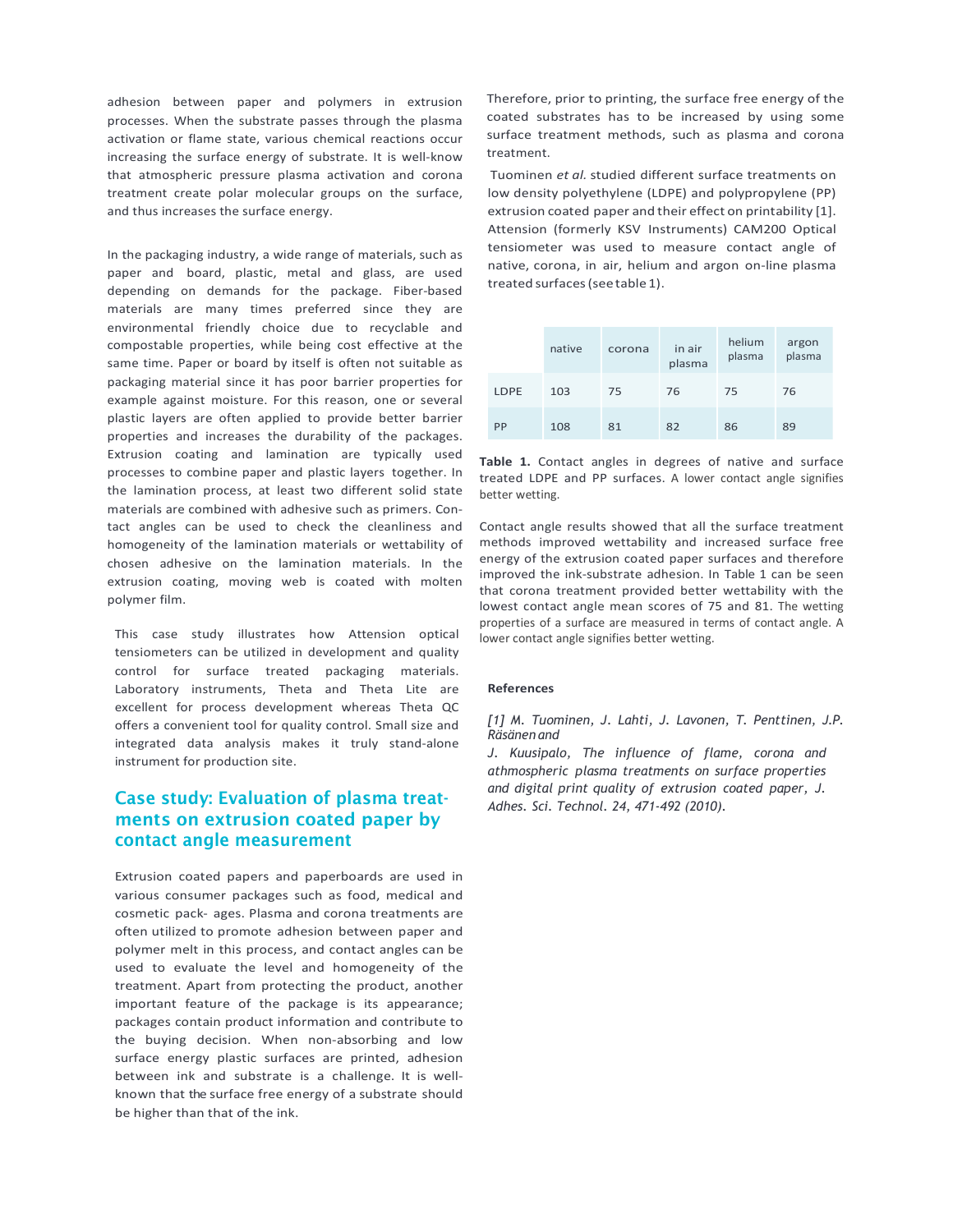adhesion between paper and polymers in extrusion processes. When the substrate passes through the plasma activation or flame state, various chemical reactions occur increasing the surface energy of substrate. It is well-know that atmospheric pressure plasma activation and corona treatment create polar molecular groups on the surface, and thus increases the surface energy.

In the packaging industry, a wide range of materials, such as paper and board, plastic, metal and glass, are used depending on demands for the package. Fiber-based materials are many times preferred since they are environmental friendly choice due to recyclable and compostable properties, while being cost effective at the same time. Paper or board by itself is often not suitable as packaging material since it has poor barrier properties for example against moisture. For this reason, one or several plastic layers are often applied to provide better barrier properties and increases the durability of the packages. Extrusion coating and lamination are typically used processes to combine paper and plastic layers together. In the lamination process, at least two different solid state materials are combined with adhesive such as primers. Contact angles can be used to check the cleanliness and homogeneity of the lamination materials or wettability of chosen adhesive on the lamination materials. In the extrusion coating, moving web is coated with molten polymer film.

This case study illustrates how Attension optical tensiometers can be utilized in development and quality control for surface treated packaging materials. Laboratory instruments, Theta and Theta Lite are excellent for process development whereas Theta QC offers a convenient tool for quality control. Small size and integrated data analysis makes it truly stand-alone instrument for production site.

## Case study: Evaluation of plasma treatments on extrusion coated paper by contact angle measurement

Extrusion coated papers and paperboards are used in various consumer packages such as food, medical and cosmetic pack- ages. Plasma and corona treatments are often utilized to promote adhesion between paper and polymer melt in this process, and contact angles can be used to evaluate the level and homogeneity of the treatment. Apart from protecting the product, another important feature of the package is its appearance; packages contain product information and contribute to the buying decision. When non-absorbing and low surface energy plastic surfaces are printed, adhesion between ink and substrate is a challenge. It is well-known that the surface free energy of a substrate should be higher than that of the ink. Therefore, prior to printing, the surface free energy of the coated substrates has to be increased by using some surface treatment methods, such as plasma and corona treatment.

Tuominen *et al.* studied different surface treatments on low density polyethylene (LDPE) and polypropylene (PP) extrusion coated paper and their effect on printability [1]. Attension (formerly KSV Instruments) CAM200 Optical tensiometer was used to measure contact angle of native, corona, in air, helium and argon on-line plasma treated surfaces (see table 1).

| | native | corona | in air plasma | helium plasma | argon plasma |
|---|---|---|---|---|---|
| LDPE | 103 | 75 | 76 | 75 | 76 |
| PP | 108 | 81 | 82 | 86 | 89 |

**Table 1.** Contact angles in degrees of native and surface treated LDPE and PP surfaces. A lower contact angle signifies better wetting.

Contact angle results showed that all the surface treatment methods improved wettability and increased surface free energy of the extrusion coated paper surfaces and therefore improved the ink-substrate adhesion. In Table 1 can be seen that corona treatment provided better wettability with the lowest contact angle mean scores of 75 and 81. The wetting properties of a surface are measured in terms of contact angle. A lower contact angle signifies better wetting.

### References

*[1] M. Tuominen, J. Lahti, J. Lavonen, T. Penttinen, J.P. Räsänen and J. Kuusipalo, The influence of flame, corona and athmospheric plasma treatments on surface properties and digital print quality of extrusion coated paper, J. Adhes. Sci. Technol. 24, 471-492 (2010).*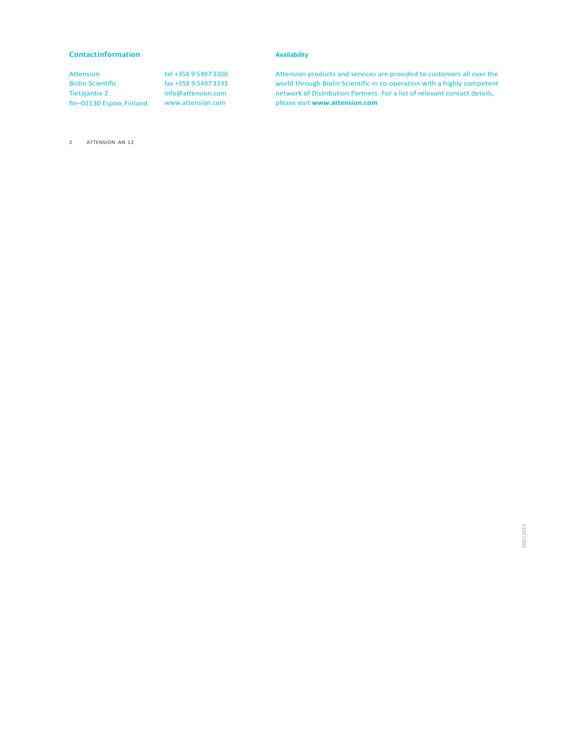## Contact information

Attension
Biolin Scientific
Tietäjäntie 2
fin–02130 Espoo, Finland

tel +358 9 5497 3300
fax +358 9 5497 3333
info@attension.com
www.attension.com

## Availability

Attension products and services are provided to customers all over the world through Biolin Scientific in co-operation with a highly competent network of Distribution Partners. For a list of relevant contact details, please visit **www.attension.com**

26012012